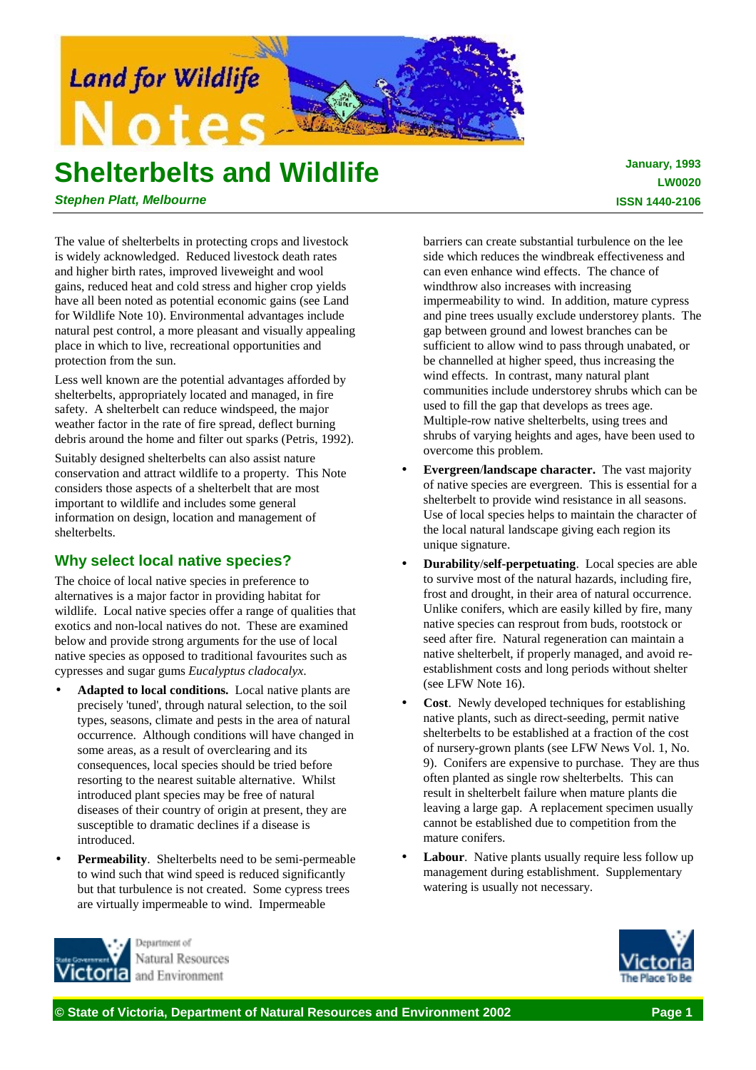# Shelterbelts and Wildlife

*Stephen Platt, Melbourne*

January, 1993
LW0020
ISSN 1440-2106

The value of shelterbelts in protecting crops and livestock is widely acknowledged. Reduced livestock death rates and higher birth rates, improved liveweight and wool gains, reduced heat and cold stress and higher crop yields have all been noted as potential economic gains (see Land for Wildlife Note 10). Environmental advantages include natural pest control, a more pleasant and visually appealing place in which to live, recreational opportunities and protection from the sun.

Less well known are the potential advantages afforded by shelterbelts, appropriately located and managed, in fire safety. A shelterbelt can reduce windspeed, the major weather factor in the rate of fire spread, deflect burning debris around the home and filter out sparks (Petris, 1992).

Suitably designed shelterbelts can also assist nature conservation and attract wildlife to a property. This Note considers those aspects of a shelterbelt that are most important to wildlife and includes some general information on design, location and management of shelterbelts.

## Why select local native species?

The choice of local native species in preference to alternatives is a major factor in providing habitat for wildlife. Local native species offer a range of qualities that exotics and non-local natives do not. These are examined below and provide strong arguments for the use of local native species as opposed to traditional favourites such as cypresses and sugar gums *Eucalyptus cladocalyx*.

- **Adapted to local conditions.** Local native plants are precisely 'tuned', through natural selection, to the soil types, seasons, climate and pests in the area of natural occurrence. Although conditions will have changed in some areas, as a result of overclearing and its consequences, local species should be tried before resorting to the nearest suitable alternative. Whilst introduced plant species may be free of natural diseases of their country of origin at present, they are susceptible to dramatic declines if a disease is introduced.
- **Permeability**. Shelterbelts need to be semi-permeable to wind such that wind speed is reduced significantly but that turbulence is not created. Some cypress trees are virtually impermeable to wind. Impermeable barriers can create substantial turbulence on the lee side which reduces the windbreak effectiveness and can even enhance wind effects. The chance of windthrow also increases with increasing impermeability to wind. In addition, mature cypress and pine trees usually exclude understorey plants. The gap between ground and lowest branches can be sufficient to allow wind to pass through unabated, or be channelled at higher speed, thus increasing the wind effects. In contrast, many natural plant communities include understorey shrubs which can be used to fill the gap that develops as trees age. Multiple-row native shelterbelts, using trees and shrubs of varying heights and ages, have been used to overcome this problem.
- **Evergreen/landscape character.** The vast majority of native species are evergreen. This is essential for a shelterbelt to provide wind resistance in all seasons. Use of local species helps to maintain the character of the local natural landscape giving each region its unique signature.
- **Durability/self-perpetuating**. Local species are able to survive most of the natural hazards, including fire, frost and drought, in their area of natural occurrence. Unlike conifers, which are easily killed by fire, many native species can resprout from buds, rootstock or seed after fire. Natural regeneration can maintain a native shelterbelt, if properly managed, and avoid re-establishment costs and long periods without shelter (see LFW Note 16).
- **Cost**. Newly developed techniques for establishing native plants, such as direct-seeding, permit native shelterbelts to be established at a fraction of the cost of nursery-grown plants (see LFW News Vol. 1, No. 9). Conifers are expensive to purchase. They are thus often planted as single row shelterbelts. This can result in shelterbelt failure when mature plants die leaving a large gap. A replacement specimen usually cannot be established due to competition from the mature conifers.
- **Labour**. Native plants usually require less follow up management during establishment. Supplementary watering is usually not necessary.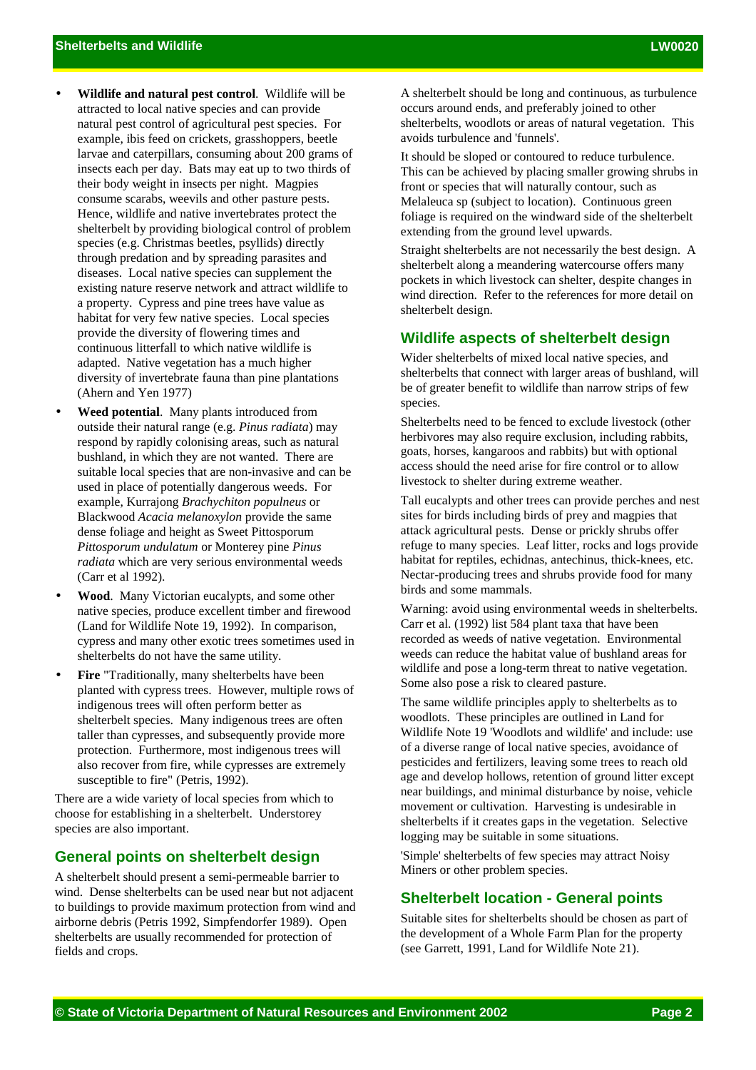- **Wildlife and natural pest control**. Wildlife will be attracted to local native species and can provide natural pest control of agricultural pest species. For example, ibis feed on crickets, grasshoppers, beetle larvae and caterpillars, consuming about 200 grams of insects each per day. Bats may eat up to two thirds of their body weight in insects per night. Magpies consume scarabs, weevils and other pasture pests. Hence, wildlife and native invertebrates protect the shelterbelt by providing biological control of problem species (e.g. Christmas beetles, psyllids) directly through predation and by spreading parasites and diseases. Local native species can supplement the existing nature reserve network and attract wildlife to a property. Cypress and pine trees have value as habitat for very few native species. Local species provide the diversity of flowering times and continuous litterfall to which native wildlife is adapted. Native vegetation has a much higher diversity of invertebrate fauna than pine plantations (Ahern and Yen 1977)
- **Weed potential**. Many plants introduced from outside their natural range (e.g. *Pinus radiata*) may respond by rapidly colonising areas, such as natural bushland, in which they are not wanted. There are suitable local species that are non-invasive and can be used in place of potentially dangerous weeds. For example, Kurrajong *Brachychiton populneus* or Blackwood *Acacia melanoxylon* provide the same dense foliage and height as Sweet Pittosporum *Pittosporum undulatum* or Monterey pine *Pinus radiata* which are very serious environmental weeds (Carr et al 1992).
- **Wood**. Many Victorian eucalypts, and some other native species, produce excellent timber and firewood (Land for Wildlife Note 19, 1992). In comparison, cypress and many other exotic trees sometimes used in shelterbelts do not have the same utility.
- **Fire** "Traditionally, many shelterbelts have been planted with cypress trees. However, multiple rows of indigenous trees will often perform better as shelterbelt species. Many indigenous trees are often taller than cypresses, and subsequently provide more protection. Furthermore, most indigenous trees will also recover from fire, while cypresses are extremely susceptible to fire" (Petris, 1992).

There are a wide variety of local species from which to choose for establishing in a shelterbelt. Understorey species are also important.

## General points on shelterbelt design

A shelterbelt should present a semi-permeable barrier to wind. Dense shelterbelts can be used near but not adjacent to buildings to provide maximum protection from wind and airborne debris (Petris 1992, Simpfendorfer 1989). Open shelterbelts are usually recommended for protection of fields and crops.

A shelterbelt should be long and continuous, as turbulence occurs around ends, and preferably joined to other shelterbelts, woodlots or areas of natural vegetation. This avoids turbulence and 'funnels'.

It should be sloped or contoured to reduce turbulence. This can be achieved by placing smaller growing shrubs in front or species that will naturally contour, such as Melaleuca sp (subject to location). Continuous green foliage is required on the windward side of the shelterbelt extending from the ground level upwards.

Straight shelterbelts are not necessarily the best design. A shelterbelt along a meandering watercourse offers many pockets in which livestock can shelter, despite changes in wind direction. Refer to the references for more detail on shelterbelt design.

## Wildlife aspects of shelterbelt design

Wider shelterbelts of mixed local native species, and shelterbelts that connect with larger areas of bushland, will be of greater benefit to wildlife than narrow strips of few species.

Shelterbelts need to be fenced to exclude livestock (other herbivores may also require exclusion, including rabbits, goats, horses, kangaroos and rabbits) but with optional access should the need arise for fire control or to allow livestock to shelter during extreme weather.

Tall eucalypts and other trees can provide perches and nest sites for birds including birds of prey and magpies that attack agricultural pests. Dense or prickly shrubs offer refuge to many species. Leaf litter, rocks and logs provide habitat for reptiles, echidnas, antechinus, thick-knees, etc. Nectar-producing trees and shrubs provide food for many birds and some mammals.

Warning: avoid using environmental weeds in shelterbelts. Carr et al. (1992) list 584 plant taxa that have been recorded as weeds of native vegetation. Environmental weeds can reduce the habitat value of bushland areas for wildlife and pose a long-term threat to native vegetation. Some also pose a risk to cleared pasture.

The same wildlife principles apply to shelterbelts as to woodlots. These principles are outlined in Land for Wildlife Note 19 'Woodlots and wildlife' and include: use of a diverse range of local native species, avoidance of pesticides and fertilizers, leaving some trees to reach old age and develop hollows, retention of ground litter except near buildings, and minimal disturbance by noise, vehicle movement or cultivation. Harvesting is undesirable in shelterbelts if it creates gaps in the vegetation. Selective logging may be suitable in some situations.

'Simple' shelterbelts of few species may attract Noisy Miners or other problem species.

## Shelterbelt location - General points

Suitable sites for shelterbelts should be chosen as part of the development of a Whole Farm Plan for the property (see Garrett, 1991, Land for Wildlife Note 21).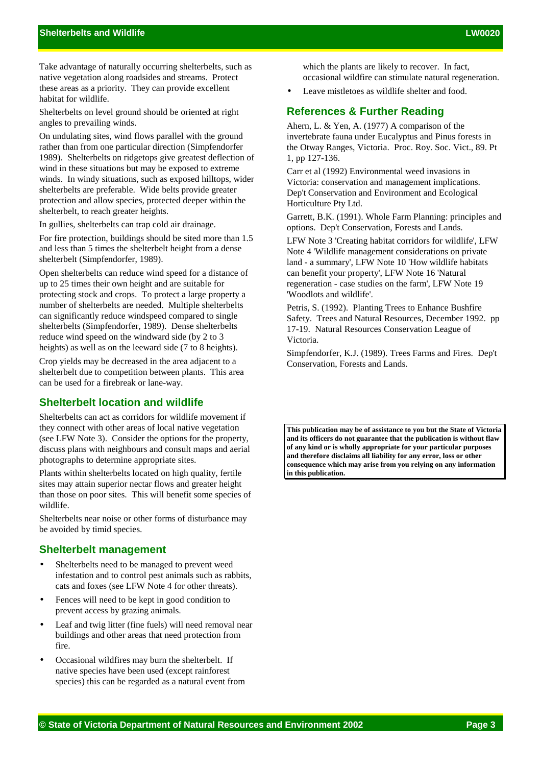Take advantage of naturally occurring shelterbelts, such as native vegetation along roadsides and streams. Protect these areas as a priority. They can provide excellent habitat for wildlife.

Shelterbelts on level ground should be oriented at right angles to prevailing winds.

On undulating sites, wind flows parallel with the ground rather than from one particular direction (Simpfendorfer 1989). Shelterbelts on ridgetops give greatest deflection of wind in these situations but may be exposed to extreme winds. In windy situations, such as exposed hilltops, wider shelterbelts are preferable. Wide belts provide greater protection and allow species, protected deeper within the shelterbelt, to reach greater heights.

In gullies, shelterbelts can trap cold air drainage.

For fire protection, buildings should be sited more than 1.5 and less than 5 times the shelterbelt height from a dense shelterbelt (Simpfendorfer, 1989).

Open shelterbelts can reduce wind speed for a distance of up to 25 times their own height and are suitable for protecting stock and crops. To protect a large property a number of shelterbelts are needed. Multiple shelterbelts can significantly reduce windspeed compared to single shelterbelts (Simpfendorfer, 1989). Dense shelterbelts reduce wind speed on the windward side (by 2 to 3 heights) as well as on the leeward side (7 to 8 heights).

Crop yields may be decreased in the area adjacent to a shelterbelt due to competition between plants. This area can be used for a firebreak or lane-way.

## Shelterbelt location and wildlife

Shelterbelts can act as corridors for wildlife movement if they connect with other areas of local native vegetation (see LFW Note 3). Consider the options for the property, discuss plans with neighbours and consult maps and aerial photographs to determine appropriate sites.

Plants within shelterbelts located on high quality, fertile sites may attain superior nectar flows and greater height than those on poor sites. This will benefit some species of wildlife.

Shelterbelts near noise or other forms of disturbance may be avoided by timid species.

## Shelterbelt management

- Shelterbelts need to be managed to prevent weed infestation and to control pest animals such as rabbits, cats and foxes (see LFW Note 4 for other threats).
- Fences will need to be kept in good condition to prevent access by grazing animals.
- Leaf and twig litter (fine fuels) will need removal near buildings and other areas that need protection from fire.
- Occasional wildfires may burn the shelterbelt. If native species have been used (except rainforest species) this can be regarded as a natural event from which the plants are likely to recover. In fact, occasional wildfire can stimulate natural regeneration.
- Leave mistletoes as wildlife shelter and food.

## References & Further Reading

Ahern, L. & Yen, A. (1977) A comparison of the invertebrate fauna under Eucalyptus and Pinus forests in the Otway Ranges, Victoria. Proc. Roy. Soc. Vict., 89. Pt 1, pp 127-136.

Carr et al (1992) Environmental weed invasions in Victoria: conservation and management implications. Dep't Conservation and Environment and Ecological Horticulture Pty Ltd.

Garrett, B.K. (1991). Whole Farm Planning: principles and options. Dep't Conservation, Forests and Lands.

LFW Note 3 'Creating habitat corridors for wildlife', LFW Note 4 'Wildlife management considerations on private land - a summary', LFW Note 10 'How wildlife habitats can benefit your property', LFW Note 16 'Natural regeneration - case studies on the farm', LFW Note 19 'Woodlots and wildlife'.

Petris, S. (1992). Planting Trees to Enhance Bushfire Safety. Trees and Natural Resources, December 1992. pp 17-19. Natural Resources Conservation League of Victoria.

Simpfendorfer, K.J. (1989). Trees Farms and Fires. Dep't Conservation, Forests and Lands.

**This publication may be of assistance to you but the State of Victoria and its officers do not guarantee that the publication is without flaw of any kind or is wholly appropriate for your particular purposes and therefore disclaims all liability for any error, loss or other consequence which may arise from you relying on any information in this publication.**